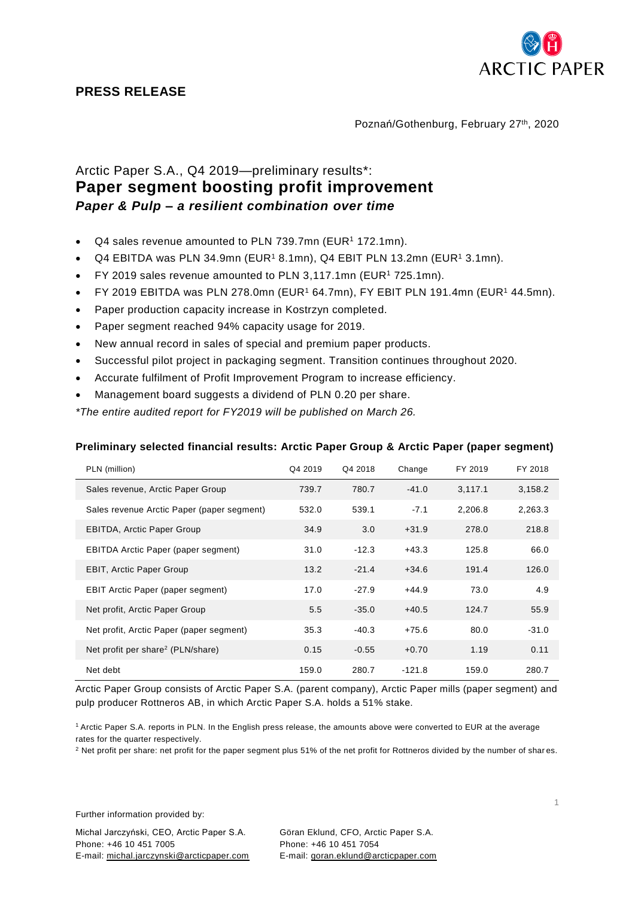# PRESS RELEASE

Poznań/Gothenburg, February 27th, 2020

## Arctic Paper S.A., Q4 2019—preliminary results*:
## **Paper segment boosting profit improvement**
### ***Paper & Pulp – a resilient combination over time***

- Q4 sales revenue amounted to PLN 739.7mn (EUR[1] 172.1mn).
- Q4 EBITDA was PLN 34.9mn (EUR[1] 8.1mn), Q4 EBIT PLN 13.2mn (EUR[1] 3.1mn).
- FY 2019 sales revenue amounted to PLN 3,117.1mn (EUR[1] 725.1mn).
- FY 2019 EBITDA was PLN 278.0mn (EUR[1] 64.7mn), FY EBIT PLN 191.4mn (EUR[1] 44.5mn).
- Paper production capacity increase in Kostrzyn completed.
- Paper segment reached 94% capacity usage for 2019.
- New annual record in sales of special and premium paper products.
- Successful pilot project in packaging segment. Transition continues throughout 2020.
- Accurate fulfilment of Profit Improvement Program to increase efficiency.
- Management board suggests a dividend of PLN 0.20 per share.

*\*The entire audited report for FY2019 will be published on March 26.*

**Preliminary selected financial results: Arctic Paper Group & Arctic Paper (paper segment)**

| PLN (million) | Q4 2019 | Q4 2018 | Change | FY 2019 | FY 2018 |
|---|---|---|---|---|---|
| Sales revenue, Arctic Paper Group | 739.7 | 780.7 | -41.0 | 3,117.1 | 3,158.2 |
| Sales revenue Arctic Paper (paper segment) | 532.0 | 539.1 | -7.1 | 2,206.8 | 2,263.3 |
| EBITDA, Arctic Paper Group | 34.9 | 3.0 | +31.9 | 278.0 | 218.8 |
| EBITDA Arctic Paper (paper segment) | 31.0 | -12.3 | +43.3 | 125.8 | 66.0 |
| EBIT, Arctic Paper Group | 13.2 | -21.4 | +34.6 | 191.4 | 126.0 |
| EBIT Arctic Paper (paper segment) | 17.0 | -27.9 | +44.9 | 73.0 | 4.9 |
| Net profit, Arctic Paper Group | 5.5 | -35.0 | +40.5 | 124.7 | 55.9 |
| Net profit, Arctic Paper (paper segment) | 35.3 | -40.3 | +75.6 | 80.0 | -31.0 |
| Net profit per share[2] (PLN/share) | 0.15 | -0.55 | +0.70 | 1.19 | 0.11 |
| Net debt | 159.0 | 280.7 | -121.8 | 159.0 | 280.7 |

Arctic Paper Group consists of Arctic Paper S.A. (parent company), Arctic Paper mills (paper segment) and pulp producer Rottneros AB, in which Arctic Paper S.A. holds a 51% stake.

[1] Arctic Paper S.A. reports in PLN. In the English press release, the amounts above were converted to EUR at the average rates for the quarter respectively.

[2] Net profit per share: net profit for the paper segment plus 51% of the net profit for Rottneros divided by the number of shares.

Further information provided by:

Michał Jarczyński, CEO, Arctic Paper S.A.
Phone: +46 10 451 7005
E-mail: michal.jarczynski@arcticpaper.com

Göran Eklund, CFO, Arctic Paper S.A.
Phone: +46 10 451 7054
E-mail: goran.eklund@arcticpaper.com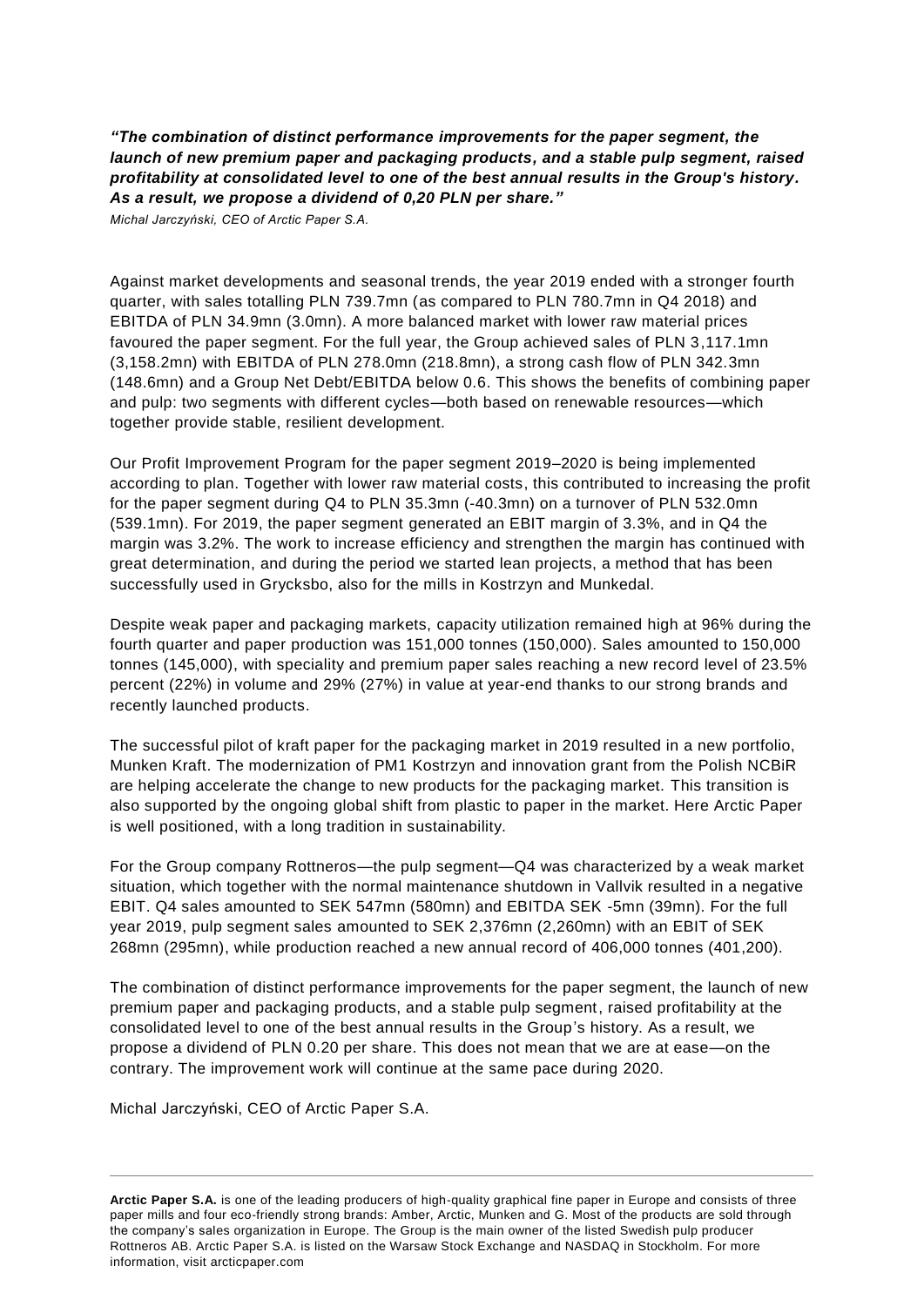***"The combination of distinct performance improvements for the paper segment, the launch of new premium paper and packaging products, and a stable pulp segment, raised profitability at consolidated level to one of the best annual results in the Group's history. As a result, we propose a dividend of 0,20 PLN per share."***

*Michal Jarczyński, CEO of Arctic Paper S.A.*

Against market developments and seasonal trends, the year 2019 ended with a stronger fourth quarter, with sales totalling PLN 739.7mn (as compared to PLN 780.7mn in Q4 2018) and EBITDA of PLN 34.9mn (3.0mn). A more balanced market with lower raw material prices favoured the paper segment. For the full year, the Group achieved sales of PLN 3,117.1mn (3,158.2mn) with EBITDA of PLN 278.0mn (218.8mn), a strong cash flow of PLN 342.3mn (148.6mn) and a Group Net Debt/EBITDA below 0.6. This shows the benefits of combining paper and pulp: two segments with different cycles—both based on renewable resources—which together provide stable, resilient development.

Our Profit Improvement Program for the paper segment 2019–2020 is being implemented according to plan. Together with lower raw material costs, this contributed to increasing the profit for the paper segment during Q4 to PLN 35.3mn (-40.3mn) on a turnover of PLN 532.0mn (539.1mn). For 2019, the paper segment generated an EBIT margin of 3.3%, and in Q4 the margin was 3.2%. The work to increase efficiency and strengthen the margin has continued with great determination, and during the period we started lean projects, a method that has been successfully used in Grycksbo, also for the mills in Kostrzyn and Munkedal.

Despite weak paper and packaging markets, capacity utilization remained high at 96% during the fourth quarter and paper production was 151,000 tonnes (150,000). Sales amounted to 150,000 tonnes (145,000), with speciality and premium paper sales reaching a new record level of 23.5% percent (22%) in volume and 29% (27%) in value at year-end thanks to our strong brands and recently launched products.

The successful pilot of kraft paper for the packaging market in 2019 resulted in a new portfolio, Munken Kraft. The modernization of PM1 Kostrzyn and innovation grant from the Polish NCBiR are helping accelerate the change to new products for the packaging market. This transition is also supported by the ongoing global shift from plastic to paper in the market. Here Arctic Paper is well positioned, with a long tradition in sustainability.

For the Group company Rottneros—the pulp segment—Q4 was characterized by a weak market situation, which together with the normal maintenance shutdown in Vallvik resulted in a negative EBIT. Q4 sales amounted to SEK 547mn (580mn) and EBITDA SEK -5mn (39mn). For the full year 2019, pulp segment sales amounted to SEK 2,376mn (2,260mn) with an EBIT of SEK 268mn (295mn), while production reached a new annual record of 406,000 tonnes (401,200).

The combination of distinct performance improvements for the paper segment, the launch of new premium paper and packaging products, and a stable pulp segment, raised profitability at the consolidated level to one of the best annual results in the Group's history. As a result, we propose a dividend of PLN 0.20 per share. This does not mean that we are at ease—on the contrary. The improvement work will continue at the same pace during 2020.

Michal Jarczyński, CEO of Arctic Paper S.A.

---

**Arctic Paper S.A.** is one of the leading producers of high-quality graphical fine paper in Europe and consists of three paper mills and four eco-friendly strong brands: Amber, Arctic, Munken and G. Most of the products are sold through the company's sales organization in Europe. The Group is the main owner of the listed Swedish pulp producer Rottneros AB. Arctic Paper S.A. is listed on the Warsaw Stock Exchange and NASDAQ in Stockholm. For more information, visit arcticpaper.com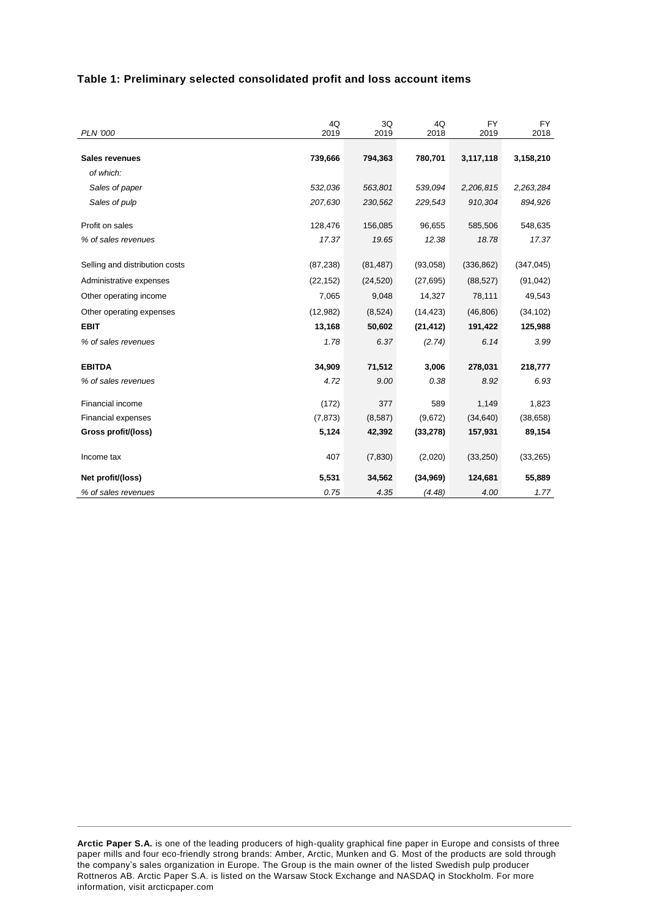### Table 1: Preliminary selected consolidated profit and loss account items

| *PLN '000* | 4Q 2019 | 3Q 2019 | 4Q 2018 | FY 2019 | FY 2018 |
|---|---|---|---|---|---|
| **Sales revenues** | **739,666** | **794,363** | **780,701** | **3,117,118** | **3,158,210** |
| *of which:* | | | | | |
| *Sales of paper* | *532,036* | *563,801* | *539,094* | *2,206,815* | *2,263,284* |
| *Sales of pulp* | *207,630* | *230,562* | *229,543* | *910,304* | *894,926* |
| Profit on sales | 128,476 | 156,085 | 96,655 | 585,506 | 548,635 |
| *% of sales revenues* | *17.37* | *19.65* | *12.38* | *18.78* | *17.37* |
| Selling and distribution costs | (87,238) | (81,487) | (93,058) | (336,862) | (347,045) |
| Administrative expenses | (22,152) | (24,520) | (27,695) | (88,527) | (91,042) |
| Other operating income | 7,065 | 9,048 | 14,327 | 78,111 | 49,543 |
| Other operating expenses | (12,982) | (8,524) | (14,423) | (46,806) | (34,102) |
| **EBIT** | **13,168** | **50,602** | **(21,412)** | **191,422** | **125,988** |
| *% of sales revenues* | *1.78* | *6.37* | *(2.74)* | *6.14* | *3.99* |
| **EBITDA** | **34,909** | **71,512** | **3,006** | **278,031** | **218,777** |
| *% of sales revenues* | *4.72* | *9.00* | *0.38* | *8.92* | *6.93* |
| Financial income | (172) | 377 | 589 | 1,149 | 1,823 |
| Financial expenses | (7,873) | (8,587) | (9,672) | (34,640) | (38,658) |
| **Gross profit/(loss)** | **5,124** | **42,392** | **(33,278)** | **157,931** | **89,154** |
| Income tax | 407 | (7,830) | (2,020) | (33,250) | (33,265) |
| **Net profit/(loss)** | **5,531** | **34,562** | **(34,969)** | **124,681** | **55,889** |
| *% of sales revenues* | *0.75* | *4.35* | *(4.48)* | *4.00* | *1.77* |

**Arctic Paper S.A.** is one of the leading producers of high-quality graphical fine paper in Europe and consists of three paper mills and four eco-friendly strong brands: Amber, Arctic, Munken and G. Most of the products are sold through the company's sales organization in Europe. The Group is the main owner of the listed Swedish pulp producer Rottneros AB. Arctic Paper S.A. is listed on the Warsaw Stock Exchange and NASDAQ in Stockholm. For more information, visit arcticpaper.com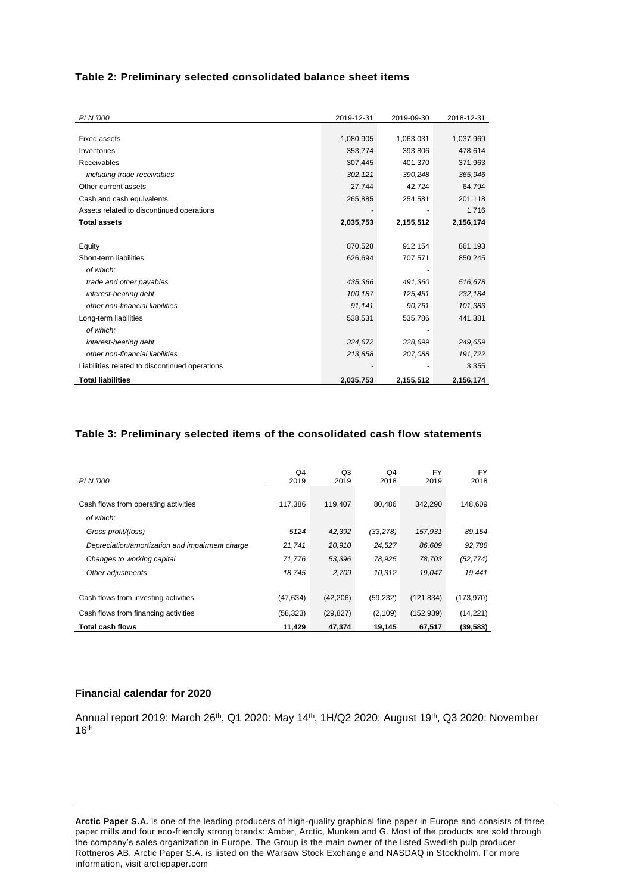### Table 2: Preliminary selected consolidated balance sheet items

| *PLN '000* | 2019-12-31 | 2019-09-30 | 2018-12-31 |
|---|---|---|---|
| Fixed assets | 1,080,905 | 1,063,031 | 1,037,969 |
| Inventories | 353,774 | 393,806 | 478,614 |
| Receivables | 307,445 | 401,370 | 371,963 |
| *including trade receivables* | *302,121* | *390,248* | *365,946* |
| Other current assets | 27,744 | 42,724 | 64,794 |
| Cash and cash equivalents | 265,885 | 254,581 | 201,118 |
| Assets related to discontinued operations | - | - | 1,716 |
| **Total assets** | **2,035,753** | **2,155,512** | **2,156,174** |
| | | | |
| Equity | 870,528 | 912,154 | 861,193 |
| Short-term liabilities | 626,694 | 707,571 | 850,245 |
| *of which:* | | - | |
| *trade and other payables* | *435,366* | *491,360* | *516,678* |
| *interest-bearing debt* | *100,187* | *125,451* | *232,184* |
| *other non-financial liabilities* | *91,141* | *90,761* | *101,383* |
| Long-term liabilities | 538,531 | 535,786 | 441,381 |
| *of which:* | | - | |
| *interest-bearing debt* | *324,672* | *328,699* | *249,659* |
| *other non-financial liabilities* | *213,858* | *207,088* | *191,722* |
| Liabilities related to discontinued operations | - | - | 3,355 |
| **Total liabilities** | **2,035,753** | **2,155,512** | **2,156,174** |

### Table 3: Preliminary selected items of the consolidated cash flow statements

| *PLN '000* | Q4 2019 | Q3 2019 | Q4 2018 | FY 2019 | FY 2018 |
|---|---|---|---|---|---|
| Cash flows from operating activities | 117,386 | 119,407 | 80,486 | 342,290 | 148,609 |
| *of which:* | | | | | |
| *Gross profit/(loss)* | *5124* | *42,392* | *(33,278)* | *157,931* | *89,154* |
| *Depreciation/amortization and impairment charge* | *21,741* | *20,910* | *24,527* | *86,609* | *92,788* |
| *Changes to working capital* | *71,776* | *53,396* | *78,925* | *78,703* | *(52,774)* |
| *Other adjustments* | *18,745* | *2,709* | *10,312* | *19,047* | *19,441* |
| | | | | | |
| Cash flows from investing activities | (47,634) | (42,206) | (59,232) | (121,834) | (173,970) |
| Cash flows from financing activities | (58,323) | (29,827) | (2,109) | (152,939) | (14,221) |
| **Total cash flows** | **11,429** | **47,374** | **19,145** | **67,517** | **(39,583)** |

### Financial calendar for 2020

Annual report 2019: March 26th, Q1 2020: May 14th, 1H/Q2 2020: August 19th, Q3 2020: November 16th

**Arctic Paper S.A.** is one of the leading producers of high-quality graphical fine paper in Europe and consists of three paper mills and four eco-friendly strong brands: Amber, Arctic, Munken and G. Most of the products are sold through the company's sales organization in Europe. The Group is the main owner of the listed Swedish pulp producer Rottneros AB. Arctic Paper S.A. is listed on the Warsaw Stock Exchange and NASDAQ in Stockholm. For more information, visit arcticpaper.com